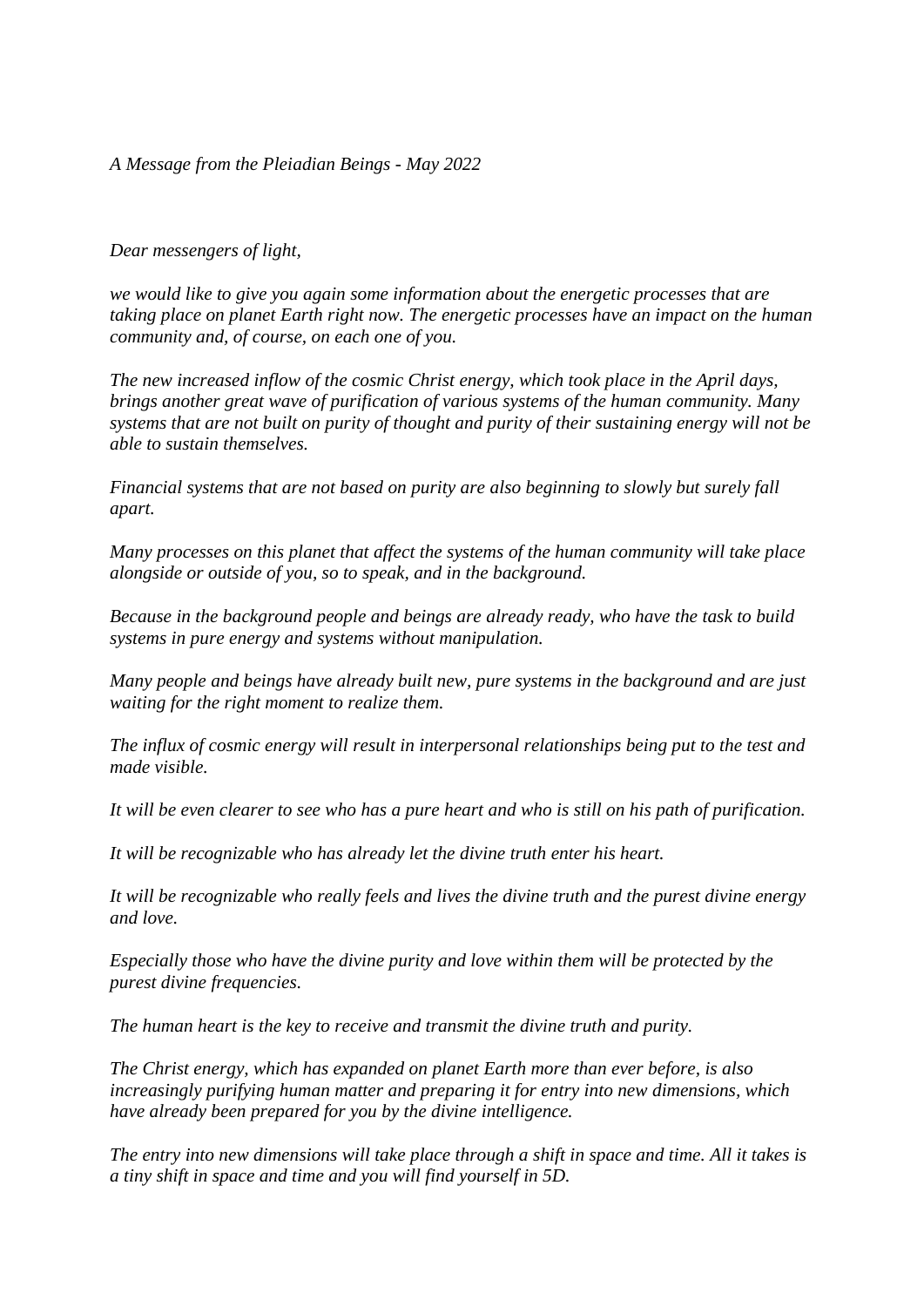*A Message from the Pleiadian Beings - May 2022*

*Dear messengers of light,*

*we would like to give you again some information about the energetic processes that are taking place on planet Earth right now. The energetic processes have an impact on the human community and, of course, on each one of you.*

*The new increased inflow of the cosmic Christ energy, which took place in the April days, brings another great wave of purification of various systems of the human community. Many systems that are not built on purity of thought and purity of their sustaining energy will not be able to sustain themselves.*

*Financial systems that are not based on purity are also beginning to slowly but surely fall apart.*

*Many processes on this planet that affect the systems of the human community will take place alongside or outside of you, so to speak, and in the background.*

*Because in the background people and beings are already ready, who have the task to build systems in pure energy and systems without manipulation.*

*Many people and beings have already built new, pure systems in the background and are just waiting for the right moment to realize them.*

*The influx of cosmic energy will result in interpersonal relationships being put to the test and made visible.*

*It will be even clearer to see who has a pure heart and who is still on his path of purification.*

*It will be recognizable who has already let the divine truth enter his heart.*

*It will be recognizable who really feels and lives the divine truth and the purest divine energy and love.*

*Especially those who have the divine purity and love within them will be protected by the purest divine frequencies.*

*The human heart is the key to receive and transmit the divine truth and purity.*

*The Christ energy, which has expanded on planet Earth more than ever before, is also increasingly purifying human matter and preparing it for entry into new dimensions, which have already been prepared for you by the divine intelligence.*

*The entry into new dimensions will take place through a shift in space and time. All it takes is a tiny shift in space and time and you will find yourself in 5D.*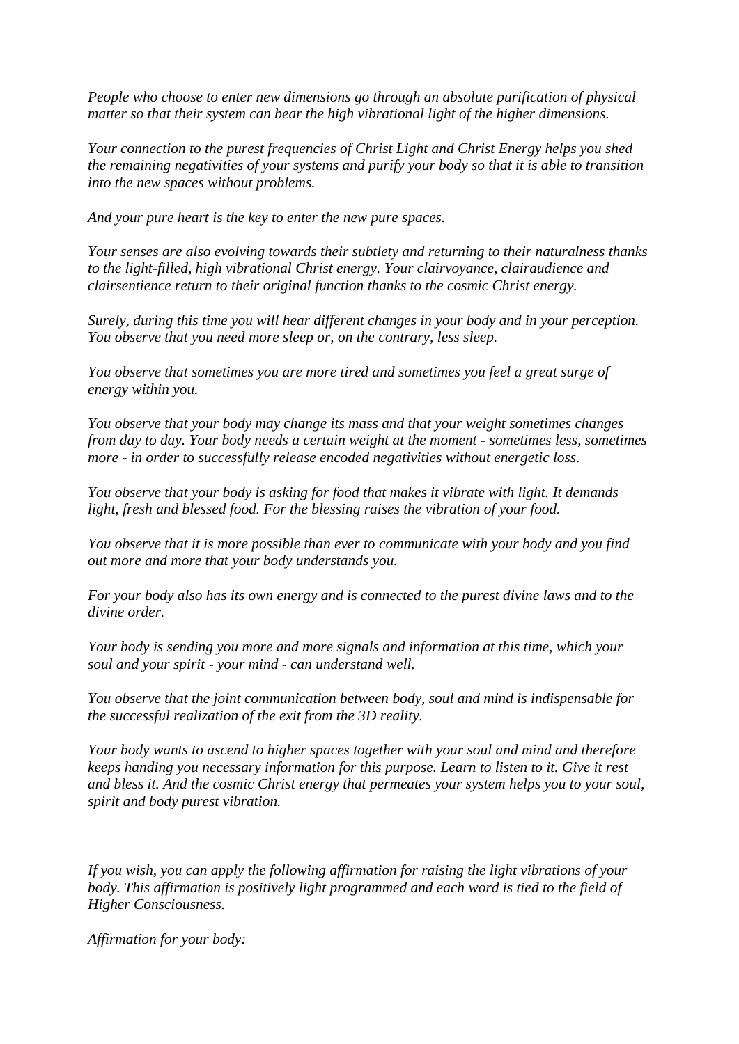*People who choose to enter new dimensions go through an absolute purification of physical matter so that their system can bear the high vibrational light of the higher dimensions.*

*Your connection to the purest frequencies of Christ Light and Christ Energy helps you shed the remaining negativities of your systems and purify your body so that it is able to transition into the new spaces without problems.*

*And your pure heart is the key to enter the new pure spaces.*

*Your senses are also evolving towards their subtlety and returning to their naturalness thanks to the light-filled, high vibrational Christ energy. Your clairvoyance, clairaudience and clairsentience return to their original function thanks to the cosmic Christ energy.*

*Surely, during this time you will hear different changes in your body and in your perception. You observe that you need more sleep or, on the contrary, less sleep.*

*You observe that sometimes you are more tired and sometimes you feel a great surge of energy within you.*

*You observe that your body may change its mass and that your weight sometimes changes from day to day. Your body needs a certain weight at the moment - sometimes less, sometimes more - in order to successfully release encoded negativities without energetic loss.*

*You observe that your body is asking for food that makes it vibrate with light. It demands light, fresh and blessed food. For the blessing raises the vibration of your food.*

*You observe that it is more possible than ever to communicate with your body and you find out more and more that your body understands you.*

*For your body also has its own energy and is connected to the purest divine laws and to the divine order.*

*Your body is sending you more and more signals and information at this time, which your soul and your spirit - your mind - can understand well.*

*You observe that the joint communication between body, soul and mind is indispensable for the successful realization of the exit from the 3D reality.*

*Your body wants to ascend to higher spaces together with your soul and mind and therefore keeps handing you necessary information for this purpose. Learn to listen to it. Give it rest and bless it. And the cosmic Christ energy that permeates your system helps you to your soul, spirit and body purest vibration.*

*If you wish, you can apply the following affirmation for raising the light vibrations of your body. This affirmation is positively light programmed and each word is tied to the field of Higher Consciousness.*

*Affirmation for your body:*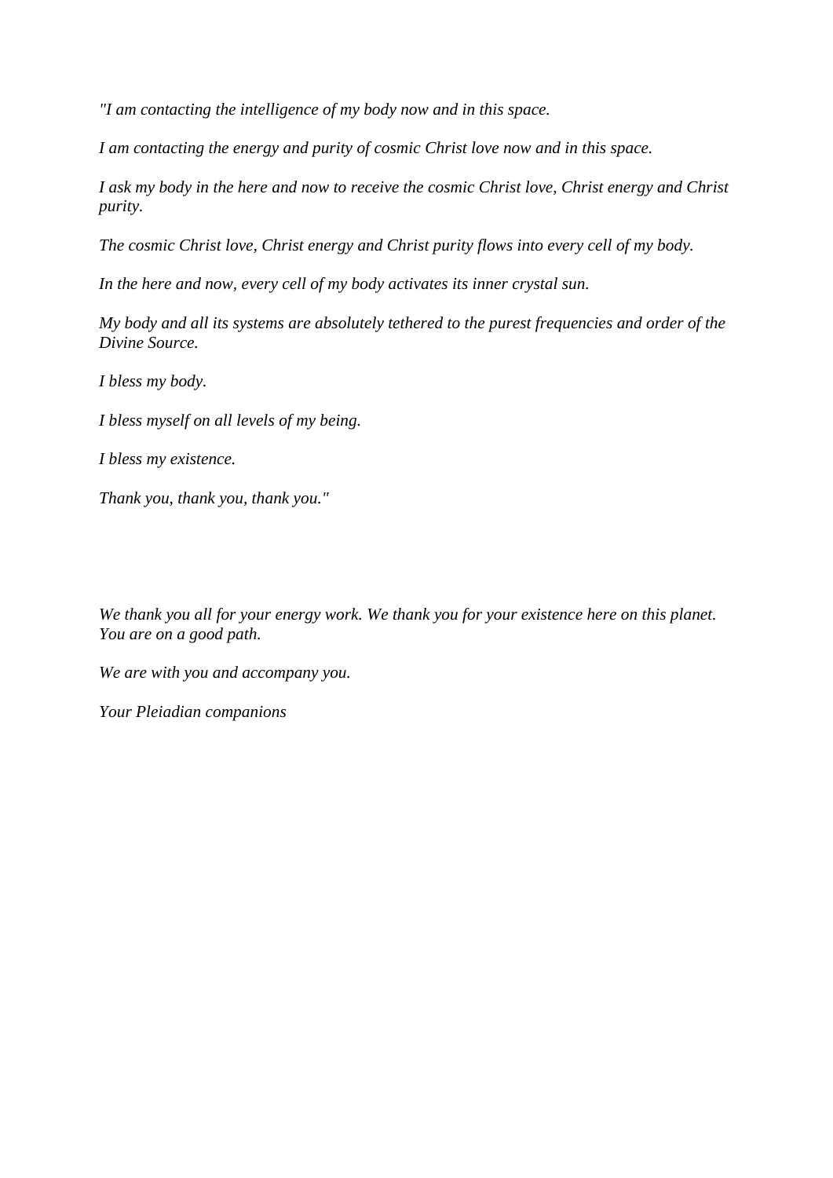*"I am contacting the intelligence of my body now and in this space.*

*I am contacting the energy and purity of cosmic Christ love now and in this space.*

*I ask my body in the here and now to receive the cosmic Christ love, Christ energy and Christ purity.*

*The cosmic Christ love, Christ energy and Christ purity flows into every cell of my body.*

*In the here and now, every cell of my body activates its inner crystal sun.*

*My body and all its systems are absolutely tethered to the purest frequencies and order of the Divine Source.*

*I bless my body.*

*I bless myself on all levels of my being.*

*I bless my existence.*

*Thank you, thank you, thank you."*

*We thank you all for your energy work. We thank you for your existence here on this planet. You are on a good path.*

*We are with you and accompany you.*

*Your Pleiadian companions*